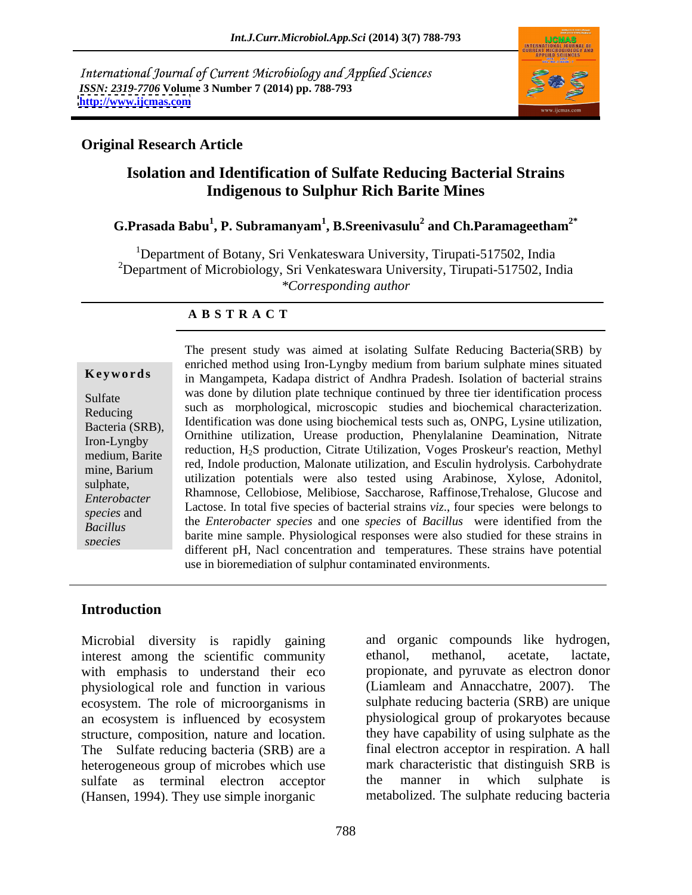International Journal of Current Microbiology and Applied Sciences
*ISSN: 2319-7706* **Volume 3 Number 7 (2014) pp. 788-793**
**http://www.ijcmas.com**

**Original Research Article**

# Isolation and Identification of Sulfate Reducing Bacterial Strains Indigenous to Sulphur Rich Barite Mines

**G.Prasada Babu[1], P. Subramanyam[1], B.Sreenivasulu[2] and Ch.Paramageetham[2*]**

[1]Department of Botany, Sri Venkateswara University, Tirupati-517502, India
[2]Department of Microbiology, Sri Venkateswara University, Tirupati-517502, India
*\*Corresponding author*

## ABSTRACT

**Keywords**

Sulfate Reducing Bacteria (SRB), Iron-Lyngby medium, Barite mine, Barium sulphate, *Enterobacter species* and *Bacillus species*

The present study was aimed at isolating Sulfate Reducing Bacteria(SRB) by enriched method using Iron-Lyngby medium from barium sulphate mines situated in Mangampeta, Kadapa district of Andhra Pradesh. Isolation of bacterial strains was done by dilution plate technique continued by three tier identification process such as morphological, microscopic studies and biochemical characterization. Identification was done using biochemical tests such as, ONPG, Lysine utilization, Ornithine utilization, Urease production, Phenylalanine Deamination, Nitrate reduction, $H_2S$ production, Citrate Utilization, Voges Proskeur's reaction, Methyl red, Indole production, Malonate utilization, and Esculin hydrolysis. Carbohydrate utilization potentials were also tested using Arabinose, Xylose, Adonitol, Rhamnose, Cellobiose, Melibiose, Saccharose, Raffinose,Trehalose, Glucose and Lactose. In total five species of bacterial strains *viz*., four species were belongs to the *Enterobacter species* and one *species* of *Bacillus* were identified from the barite mine sample. Physiological responses were also studied for these strains in different pH, Nacl concentration and temperatures. These strains have potential use in bioremediation of sulphur contaminated environments.

## Introduction

Microbial diversity is rapidly gaining interest among the scientific community with emphasis to understand their eco physiological role and function in various ecosystem. The role of microorganisms in an ecosystem is influenced by ecosystem structure, composition, nature and location. The Sulfate reducing bacteria (SRB) are a heterogeneous group of microbes which use sulfate as terminal electron acceptor (Hansen, 1994). They use simple inorganic and organic compounds like hydrogen, ethanol, methanol, acetate, lactate, propionate, and pyruvate as electron donor (Liamleam and Annacchatre, 2007). The sulphate reducing bacteria (SRB) are unique physiological group of prokaryotes because they have capability of using sulphate as the final electron acceptor in respiration. A hall mark characteristic that distinguish SRB is the manner in which sulphate is metabolized. The sulphate reducing bacteria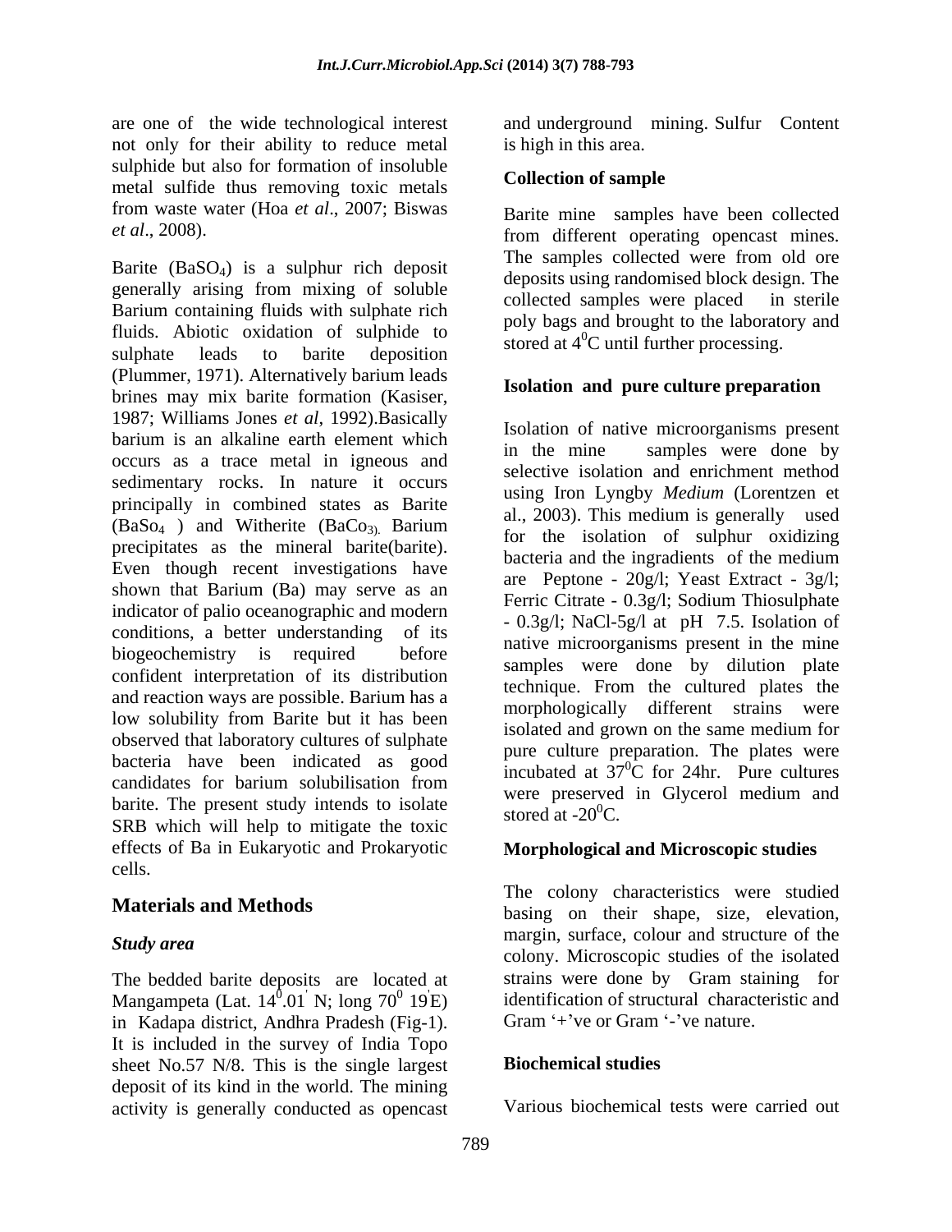are one of the wide technological interest not only for their ability to reduce metal sulphide but also for formation of insoluble metal sulfide thus removing toxic metals from waste water (Hoa *et al*., 2007; Biswas *et al*., 2008).

Barite ($BaSO_4$) is a sulphur rich deposit generally arising from mixing of soluble Barium containing fluids with sulphate rich fluids. Abiotic oxidation of sulphide to sulphate leads to barite deposition (Plummer, 1971). Alternatively barium leads brines may mix barite formation (Kasiser, 1987; Williams Jones *et al*, 1992).Basically barium is an alkaline earth element which occurs as a trace metal in igneous and sedimentary rocks. In nature it occurs principally in combined states as Barite ($BaSo_4$ ) and Witherite ($BaCo_3$). Barium precipitates as the mineral barite(barite). Even though recent investigations have shown that Barium (Ba) may serve as an indicator of palio oceanographic and modern conditions, a better understanding of its biogeochemistry is required before confident interpretation of its distribution and reaction ways are possible. Barium has a low solubility from Barite but it has been observed that laboratory cultures of sulphate bacteria have been indicated as good candidates for barium solubilisation from barite. The present study intends to isolate SRB which will help to mitigate the toxic effects of Ba in Eukaryotic and Prokaryotic cells.

## Materials and Methods

### *Study area*

The bedded barite deposits are located at Mangampeta (Lat. $14^0.01'$ N; long $70^0$ $19'$E) in Kadapa district, Andhra Pradesh (Fig-1). It is included in the survey of India Topo sheet No.57 N/8. This is the single largest deposit of its kind in the world. The mining activity is generally conducted as opencast and underground mining. Sulfur Content is high in this area.

### Collection of sample

Barite mine samples have been collected from different operating opencast mines. The samples collected were from old ore deposits using randomised block design. The collected samples were placed in sterile poly bags and brought to the laboratory and stored at $4^0$C until further processing.

### Isolation and pure culture preparation

Isolation of native microorganisms present in the mine samples were done by selective isolation and enrichment method using Iron Lyngby *Medium* (Lorentzen et al., 2003). This medium is generally used for the isolation of sulphur oxidizing bacteria and the ingradients of the medium are Peptone - 20g/l; Yeast Extract - 3g/l; Ferric Citrate - 0.3g/l; Sodium Thiosulphate - 0.3g/l; NaCl-5g/l at pH 7.5. Isolation of native microorganisms present in the mine samples were done by dilution plate technique. From the cultured plates the morphologically different strains were isolated and grown on the same medium for pure culture preparation. The plates were incubated at $37^0$C for 24hr. Pure cultures were preserved in Glycerol medium and stored at -$20^0$C.

### Morphological and Microscopic studies

The colony characteristics were studied basing on their shape, size, elevation, margin, surface, colour and structure of the colony. Microscopic studies of the isolated strains were done by Gram staining for identification of structural characteristic and Gram '+'ve or Gram '-'ve nature.

### Biochemical studies

Various biochemical tests were carried out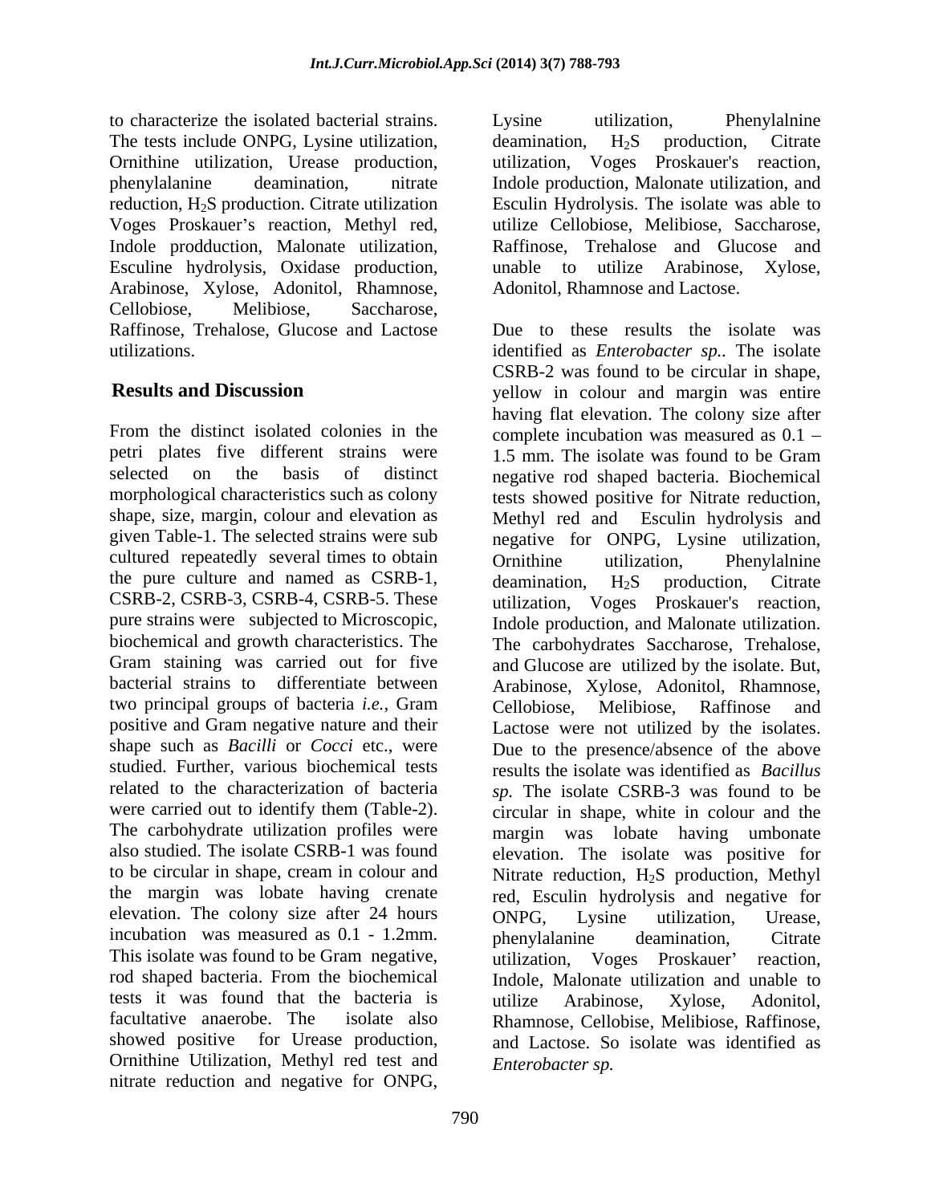to characterize the isolated bacterial strains. The tests include ONPG, Lysine utilization, Ornithine utilization, Urease production, phenylalanine deamination, nitrate reduction, $H_2S$ production. Citrate utilization Voges Proskauer's reaction, Methyl red, Indole prodduction, Malonate utilization, Esculine hydrolysis, Oxidase production, Arabinose, Xylose, Adonitol, Rhamnose, Cellobiose, Melibiose, Saccharose, Raffinose, Trehalose, Glucose and Lactose utilizations.

## Results and Discussion

From the distinct isolated colonies in the petri plates five different strains were selected on the basis of distinct morphological characteristics such as colony shape, size, margin, colour and elevation as given Table-1. The selected strains were sub cultured repeatedly several times to obtain the pure culture and named as CSRB-1, CSRB-2, CSRB-3, CSRB-4, CSRB-5. These pure strains were subjected to Microscopic, biochemical and growth characteristics. The Gram staining was carried out for five bacterial strains to differentiate between two principal groups of bacteria *i.e.,* Gram positive and Gram negative nature and their shape such as *Bacilli* or *Cocci* etc., were studied. Further, various biochemical tests related to the characterization of bacteria were carried out to identify them (Table-2). The carbohydrate utilization profiles were also studied. The isolate CSRB-1 was found to be circular in shape, cream in colour and the margin was lobate having crenate elevation. The colony size after 24 hours incubation was measured as 0.1 - 1.2mm. This isolate was found to be Gram negative, rod shaped bacteria. From the biochemical tests it was found that the bacteria is facultative anaerobe. The isolate also showed positive for Urease production, Ornithine Utilization, Methyl red test and nitrate reduction and negative for ONPG, Lysine utilization, Phenylalnine deamination, $H_2S$ production, Citrate utilization, Voges Proskauer's reaction, Indole production, Malonate utilization, and Esculin Hydrolysis. The isolate was able to utilize Cellobiose, Melibiose, Saccharose, Raffinose, Trehalose and Glucose and unable to utilize Arabinose, Xylose, Adonitol, Rhamnose and Lactose.

Due to these results the isolate was identified as *Enterobacter sp.*. The isolate CSRB-2 was found to be circular in shape, yellow in colour and margin was entire having flat elevation. The colony size after complete incubation was measured as 0.1 – 1.5 mm. The isolate was found to be Gram negative rod shaped bacteria. Biochemical tests showed positive for Nitrate reduction, Methyl red and Esculin hydrolysis and negative for ONPG, Lysine utilization, Ornithine utilization, Phenylalnine deamination, $H_2S$ production, Citrate utilization, Voges Proskauer's reaction, Indole production, and Malonate utilization. The carbohydrates Saccharose, Trehalose, and Glucose are utilized by the isolate. But, Arabinose, Xylose, Adonitol, Rhamnose, Cellobiose, Melibiose, Raffinose and Lactose were not utilized by the isolates. Due to the presence/absence of the above results the isolate was identified as *Bacillus sp.* The isolate CSRB-3 was found to be circular in shape, white in colour and the margin was lobate having umbonate elevation. The isolate was positive for Nitrate reduction, $H_2S$ production, Methyl red, Esculin hydrolysis and negative for ONPG, Lysine utilization, Urease, phenylalanine deamination, Citrate utilization, Voges Proskauer' reaction, Indole, Malonate utilization and unable to utilize Arabinose, Xylose, Adonitol, Rhamnose, Cellobise, Melibiose, Raffinose, and Lactose. So isolate was identified as *Enterobacter sp.*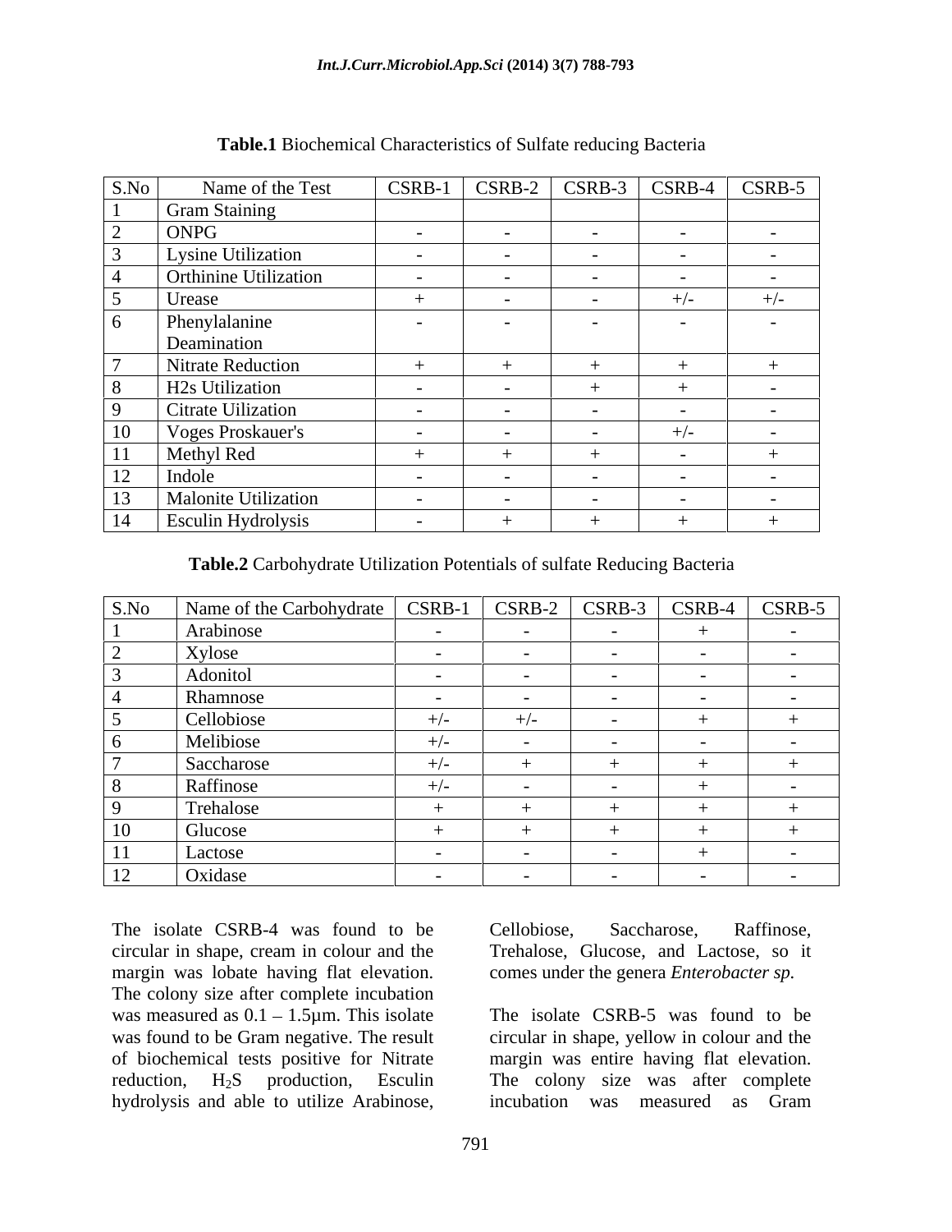**Table.1** Biochemical Characteristics of Sulfate reducing Bacteria

| S.No | Name of the Test | CSRB-1 | CSRB-2 | CSRB-3 | CSRB-4 | CSRB-5 |
|---|---|---|---|---|---|---|
| 1 | Gram Staining | | | | | |
| 2 | ONPG | - | - | - | - | - |
| 3 | Lysine Utilization | - | - | - | - | - |
| 4 | Orthinine Utilization | - | - | - | - | - |
| 5 | Urease | + | - | - | +/- | +/- |
| 6 | Phenylalanine Deamination | - | - | - | - | - |
| 7 | Nitrate Reduction | + | + | + | + | + |
| 8 | H2s Utilization | - | - | + | + | - |
| 9 | Citrate Uilization | - | - | - | - | - |
| 10 | Voges Proskauer's | - | - | - | +/- | - |
| 11 | Methyl Red | + | + | + | - | + |
| 12 | Indole | - | - | - | - | - |
| 13 | Malonite Utilization | - | - | - | - | - |
| 14 | Esculin Hydrolysis | - | + | + | + | + |

**Table.2** Carbohydrate Utilization Potentials of sulfate Reducing Bacteria

| S.No | Name of the Carbohydrate | CSRB-1 | CSRB-2 | CSRB-3 | CSRB-4 | CSRB-5 |
|---|---|---|---|---|---|---|
| 1 | Arabinose | - | - | - | + | - |
| 2 | Xylose | - | - | - | - | - |
| 3 | Adonitol | - | - | - | - | - |
| 4 | Rhamnose | - | - | - | - | - |
| 5 | Cellobiose | +/- | +/- | - | + | + |
| 6 | Melibiose | +/- | - | - | - | - |
| 7 | Saccharose | +/- | + | + | + | + |
| 8 | Raffinose | +/- | - | - | + | - |
| 9 | Trehalose | + | + | + | + | + |
| 10 | Glucose | + | + | + | + | + |
| 11 | Lactose | - | - | - | + | - |
| 12 | Oxidase | - | - | - | - | - |

The isolate CSRB-4 was found to be circular in shape, cream in colour and the margin was lobate having flat elevation. The colony size after complete incubation was measured as 0.1 – 1.5µm. This isolate was found to be Gram negative. The result of biochemical tests positive for Nitrate reduction, $H_2S$ production, Esculin hydrolysis and able to utilize Arabinose, Cellobiose, Saccharose, Raffinose, Trehalose, Glucose, and Lactose, so it comes under the genera *Enterobacter sp.*

The isolate CSRB-5 was found to be circular in shape, yellow in colour and the margin was entire having flat elevation. The colony size was after complete incubation was measured as Gram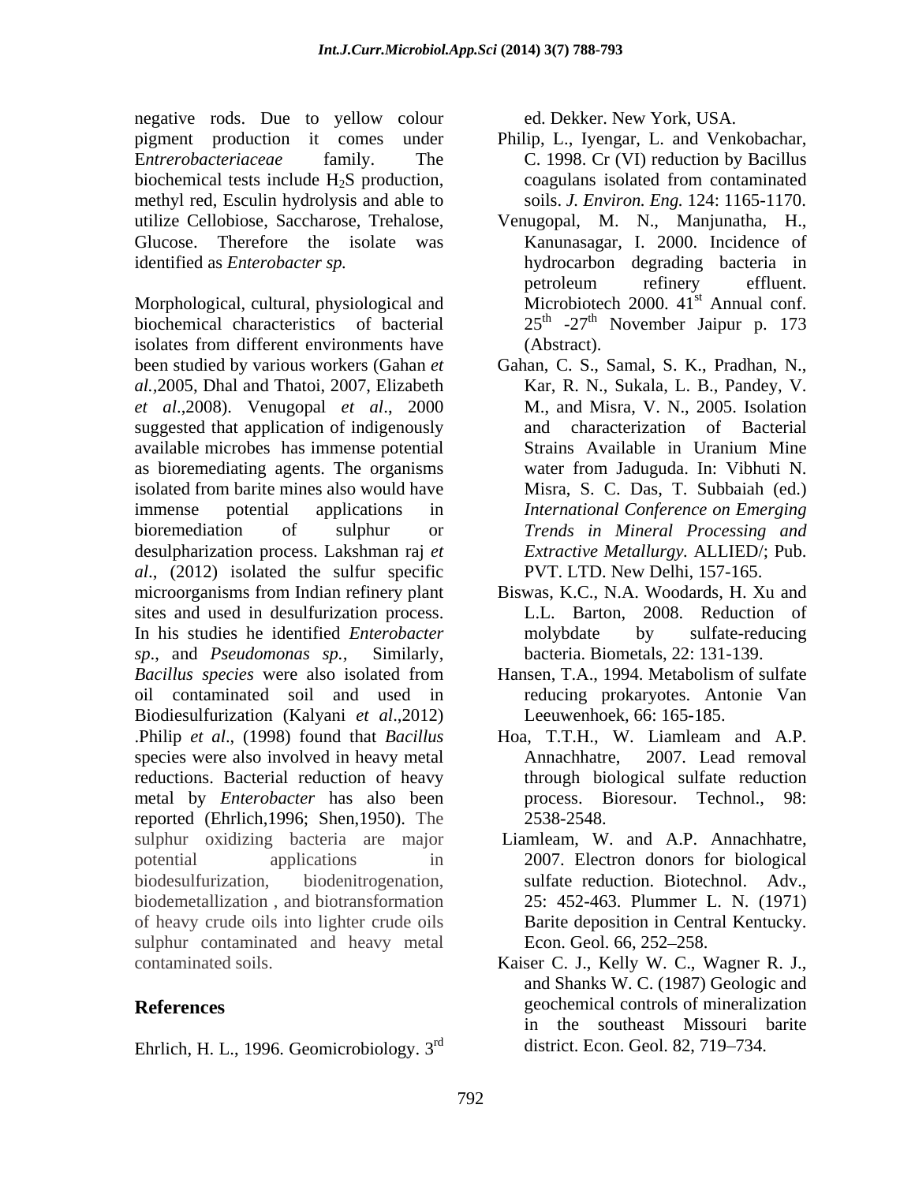negative rods. Due to yellow colour pigment production it comes under E*ntrerobacteriaceae* family. The biochemical tests include $H_2S$ production, methyl red, Esculin hydrolysis and able to utilize Cellobiose, Saccharose, Trehalose, Glucose. Therefore the isolate was identified as *Enterobacter sp.*

Morphological, cultural, physiological and biochemical characteristics of bacterial isolates from different environments have been studied by various workers (Gahan *et al.,*2005, Dhal and Thatoi, 2007, Elizabeth *et al*.,2008). Venugopal *et al*., 2000 suggested that application of indigenously available microbes has immense potential as bioremediating agents. The organisms isolated from barite mines also would have immense potential applications in bioremediation of sulphur or desulpharization process. Lakshman raj *et al*., (2012) isolated the sulfur specific microorganisms from Indian refinery plant sites and used in desulfurization process. In his studies he identified *Enterobacter sp*., and *Pseudomonas sp.,* Similarly, *Bacillus species* were also isolated from oil contaminated soil and used in Biodiesulfurization (Kalyani *et al*.,2012) .Philip *et al*., (1998) found that *Bacillus* species were also involved in heavy metal reductions. Bacterial reduction of heavy metal by *Enterobacter* has also been reported (Ehrlich,1996; Shen,1950). The sulphur oxidizing bacteria are major potential applications in biodesulfurization, biodenitrogenation, biodemetallization , and biotransformation of heavy crude oils into lighter crude oils sulphur contaminated and heavy metal contaminated soils.

## References

Ehrlich, H. L., 1996. Geomicrobiology. 3rd ed. Dekker. New York, USA.

Philip, L., Iyengar, L. and Venkobachar, C. 1998. Cr (VI) reduction by Bacillus coagulans isolated from contaminated soils. *J. Environ. Eng.* 124: 1165-1170.

Venugopal, M. N., Manjunatha, H., Kanunasagar, I. 2000. Incidence of hydrocarbon degrading bacteria in petroleum refinery effluent. Microbiotech 2000. 41st Annual conf. 25th -27th November Jaipur p. 173 (Abstract).

Gahan, C. S., Samal, S. K., Pradhan, N., Kar, R. N., Sukala, L. B., Pandey, V. M., and Misra, V. N., 2005. Isolation and characterization of Bacterial Strains Available in Uranium Mine water from Jaduguda. In: Vibhuti N. Misra, S. C. Das, T. Subbaiah (ed.) *International Conference on Emerging Trends in Mineral Processing and Extractive Metallurgy.* ALLIED/; Pub. PVT. LTD. New Delhi, 157-165.

Biswas, K.C., N.A. Woodards, H. Xu and L.L. Barton, 2008. Reduction of molybdate by sulfate-reducing bacteria. Biometals, 22: 131-139.

Hansen, T.A., 1994. Metabolism of sulfate reducing prokaryotes. Antonie Van Leeuwenhoek, 66: 165-185.

Hoa, T.T.H., W. Liamleam and A.P. Annachhatre, 2007. Lead removal through biological sulfate reduction process. Bioresour. Technol., 98: 2538-2548.

Liamleam, W. and A.P. Annachhatre, 2007. Electron donors for biological sulfate reduction. Biotechnol. Adv., 25: 452-463. Plummer L. N. (1971) Barite deposition in Central Kentucky. Econ. Geol. 66, 252–258.

Kaiser C. J., Kelly W. C., Wagner R. J., and Shanks W. C. (1987) Geologic and geochemical controls of mineralization in the southeast Missouri barite district. Econ. Geol. 82, 719–734.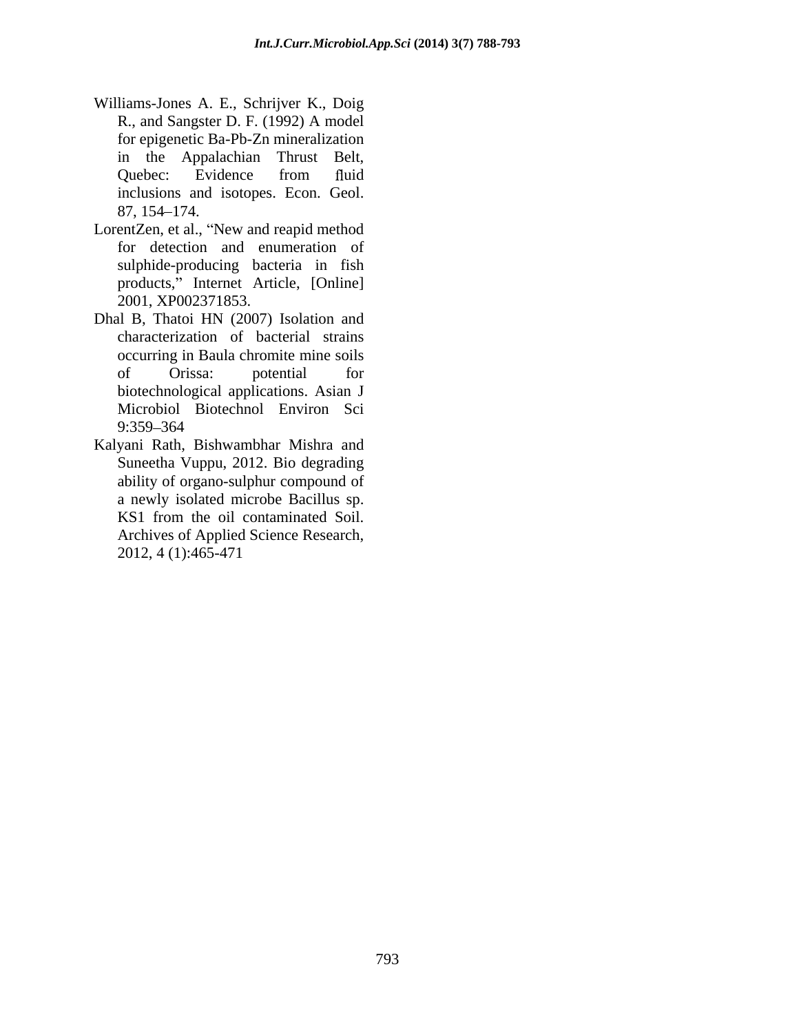Williams-Jones A. E., Schrijver K., Doig R., and Sangster D. F. (1992) A model for epigenetic Ba-Pb-Zn mineralization in the Appalachian Thrust Belt, Quebec: Evidence from fluid inclusions and isotopes. Econ. Geol. 87, 154–174.

LorentZen, et al., "New and reapid method for detection and enumeration of sulphide-producing bacteria in fish products," Internet Article, [Online] 2001, XP002371853.

Dhal B, Thatoi HN (2007) Isolation and characterization of bacterial strains occurring in Baula chromite mine soils of Orissa: potential for biotechnological applications. Asian J Microbiol Biotechnol Environ Sci 9:359–364

Kalyani Rath, Bishwambhar Mishra and Suneetha Vuppu, 2012. Bio degrading ability of organo-sulphur compound of a newly isolated microbe Bacillus sp. KS1 from the oil contaminated Soil. Archives of Applied Science Research, 2012, 4 (1):465-471